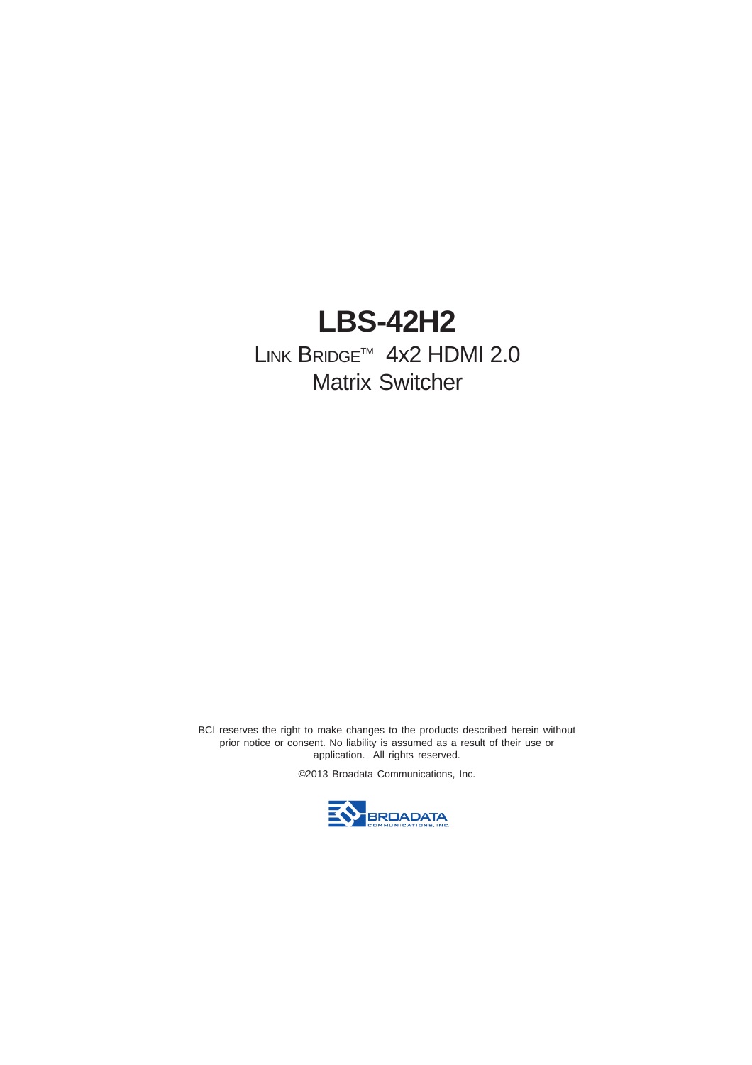# LBS-42H2

## LINK BRIDGE™ 4x2 HDMI 2.0 Matrix Switcher

BCI reserves the right to make changes to the products described herein without prior notice or consent. No liability is assumed as a result of their use or application. All rights reserved.

©2013 Broadata Communications, Inc.

BROADATA COMMUNICATIONS, INC.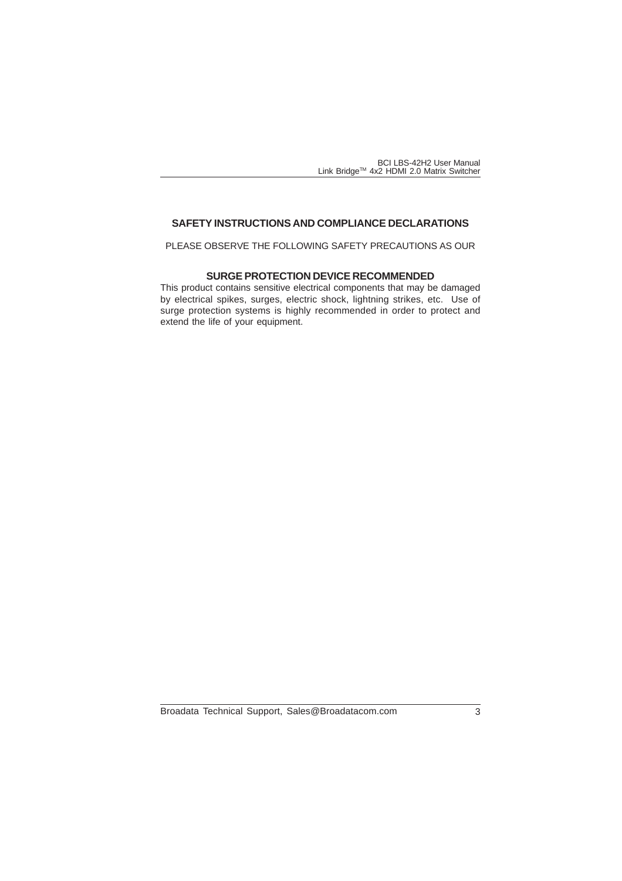## SAFETY INSTRUCTIONS AND COMPLIANCE DECLARATIONS

PLEASE OBSERVE THE FOLLOWING SAFETY PRECAUTIONS AS OUR

### SURGE PROTECTION DEVICE RECOMMENDED

This product contains sensitive electrical components that may be damaged by electrical spikes, surges, electric shock, lightning strikes, etc. Use of surge protection systems is highly recommended in order to protect and extend the life of your equipment.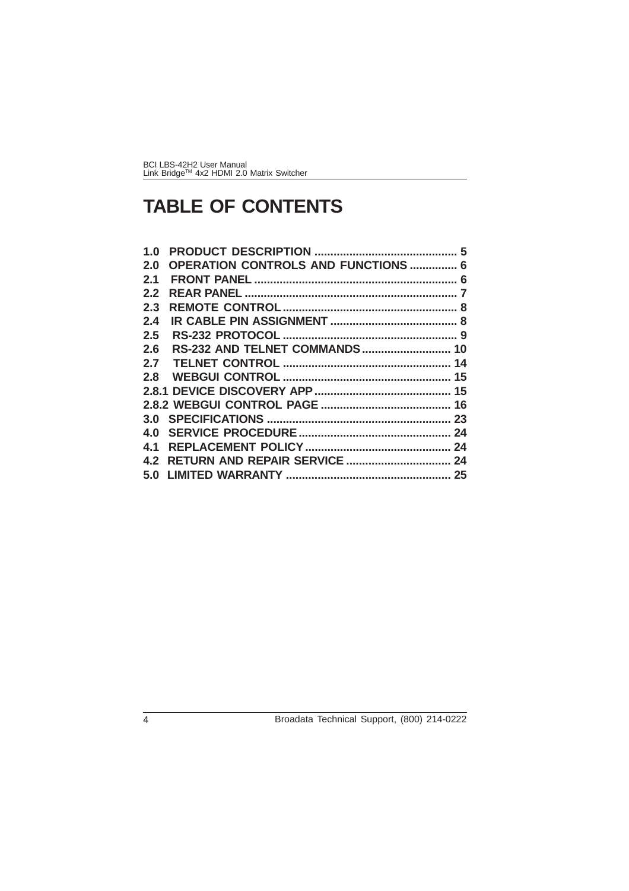# TABLE OF CONTENTS

**1.0 PRODUCT DESCRIPTION ............................................. 5**
**2.0 OPERATION CONTROLS AND FUNCTIONS ............... 6**
**2.1 FRONT PANEL ................................................................ 6**
**2.2 REAR PANEL .................................................................. 7**
**2.3 REMOTE CONTROL ...................................................... 8**
**2.4 IR CABLE PIN ASSIGNMENT ........................................ 8**
**2.5 RS-232 PROTOCOL ....................................................... 9**
**2.6 RS-232 AND TELNET COMMANDS ............................ 10**
**2.7 TELNET CONTROL ..................................................... 14**
**2.8 WEBGUI CONTROL ..................................................... 15**
**2.8.1 DEVICE DISCOVERY APP ........................................... 15**
**2.8.2 WEBGUI CONTROL PAGE .......................................... 16**
**3.0 SPECIFICATIONS ......................................................... 23**
**4.0 SERVICE PROCEDURE ............................................... 24**
**4.1 REPLACEMENT POLICY .............................................. 24**
**4.2 RETURN AND REPAIR SERVICE ................................. 24**
**5.0 LIMITED WARRANTY ................................................... 25**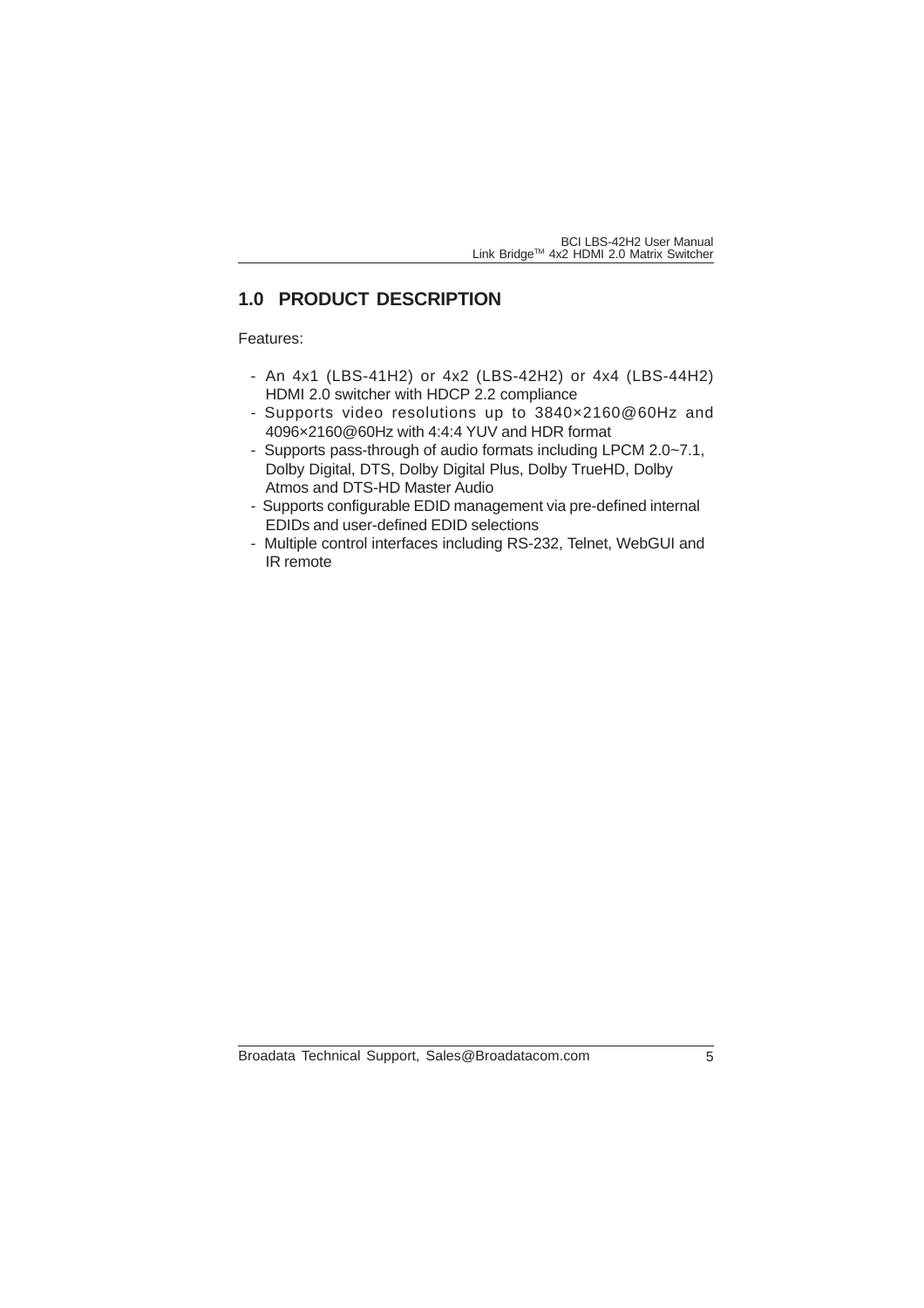## 1.0 PRODUCT DESCRIPTION

Features:

- An 4x1 (LBS-41H2) or 4x2 (LBS-42H2) or 4x4 (LBS-44H2) HDMI 2.0 switcher with HDCP 2.2 compliance
- Supports video resolutions up to 3840×2160@60Hz and 4096×2160@60Hz with 4:4:4 YUV and HDR format
- Supports pass-through of audio formats including LPCM 2.0~7.1, Dolby Digital, DTS, Dolby Digital Plus, Dolby TrueHD, Dolby Atmos and DTS-HD Master Audio
- Supports configurable EDID management via pre-defined internal EDIDs and user-defined EDID selections
- Multiple control interfaces including RS-232, Telnet, WebGUI and IR remote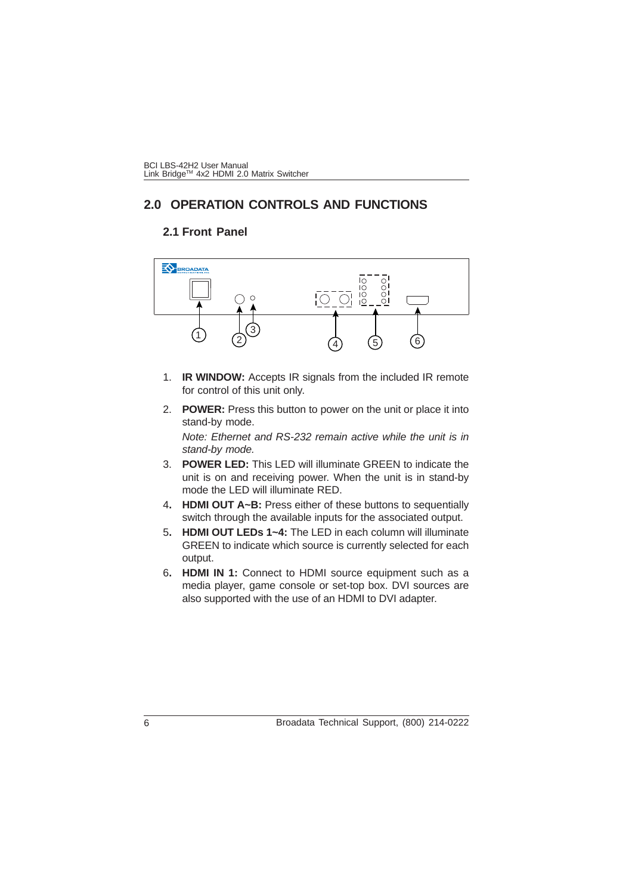# 2.0 OPERATION CONTROLS AND FUNCTIONS

## 2.1 Front Panel

1. **IR WINDOW:** Accepts IR signals from the included IR remote for control of this unit only.
2. **POWER:** Press this button to power on the unit or place it into stand-by mode.

   *Note: Ethernet and RS-232 remain active while the unit is in stand-by mode.*
3. **POWER LED:** This LED will illuminate GREEN to indicate the unit is on and receiving power. When the unit is in stand-by mode the LED will illuminate RED.
4. **HDMI OUT A~B:** Press either of these buttons to sequentially switch through the available inputs for the associated output.
5. **HDMI OUT LEDs 1~4:** The LED in each column will illuminate GREEN to indicate which source is currently selected for each output.
6. **HDMI IN 1:** Connect to HDMI source equipment such as a media player, game console or set-top box. DVI sources are also supported with the use of an HDMI to DVI adapter.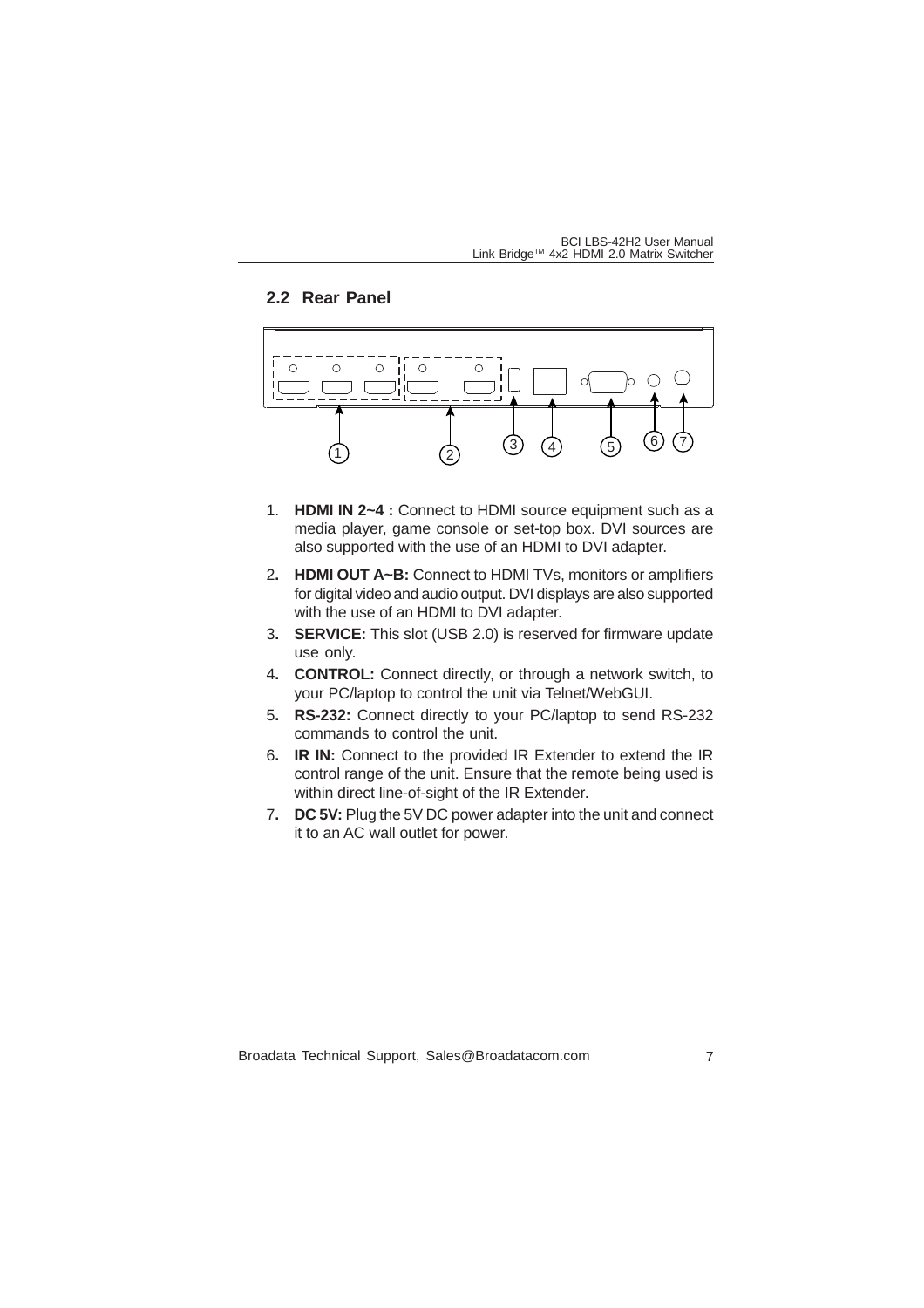## 2.2 Rear Panel

1. **HDMI IN 2~4 :** Connect to HDMI source equipment such as a media player, game console or set-top box. DVI sources are also supported with the use of an HDMI to DVI adapter.
2. **HDMI OUT A~B:** Connect to HDMI TVs, monitors or amplifiers for digital video and audio output. DVI displays are also supported with the use of an HDMI to DVI adapter.
3. **SERVICE:** This slot (USB 2.0) is reserved for firmware update use only.
4. **CONTROL:** Connect directly, or through a network switch, to your PC/laptop to control the unit via Telnet/WebGUI.
5. **RS-232:** Connect directly to your PC/laptop to send RS-232 commands to control the unit.
6. **IR IN:** Connect to the provided IR Extender to extend the IR control range of the unit. Ensure that the remote being used is within direct line-of-sight of the IR Extender.
7. **DC 5V:** Plug the 5V DC power adapter into the unit and connect it to an AC wall outlet for power.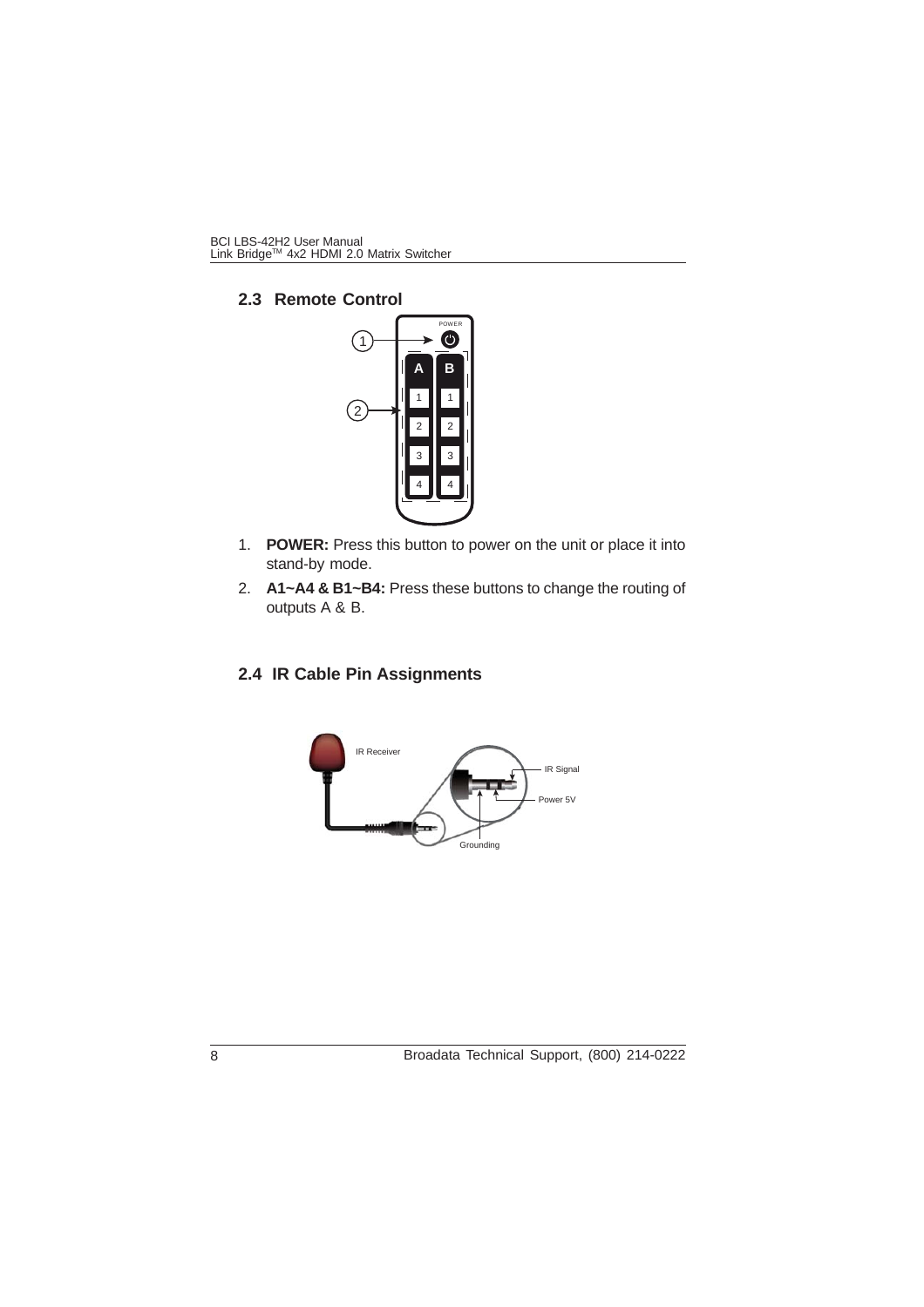## 2.3 Remote Control

1. **POWER:** Press this button to power on the unit or place it into stand-by mode.
2. **A1~A4 & B1~B4:** Press these buttons to change the routing of outputs A & B.

## 2.4 IR Cable Pin Assignments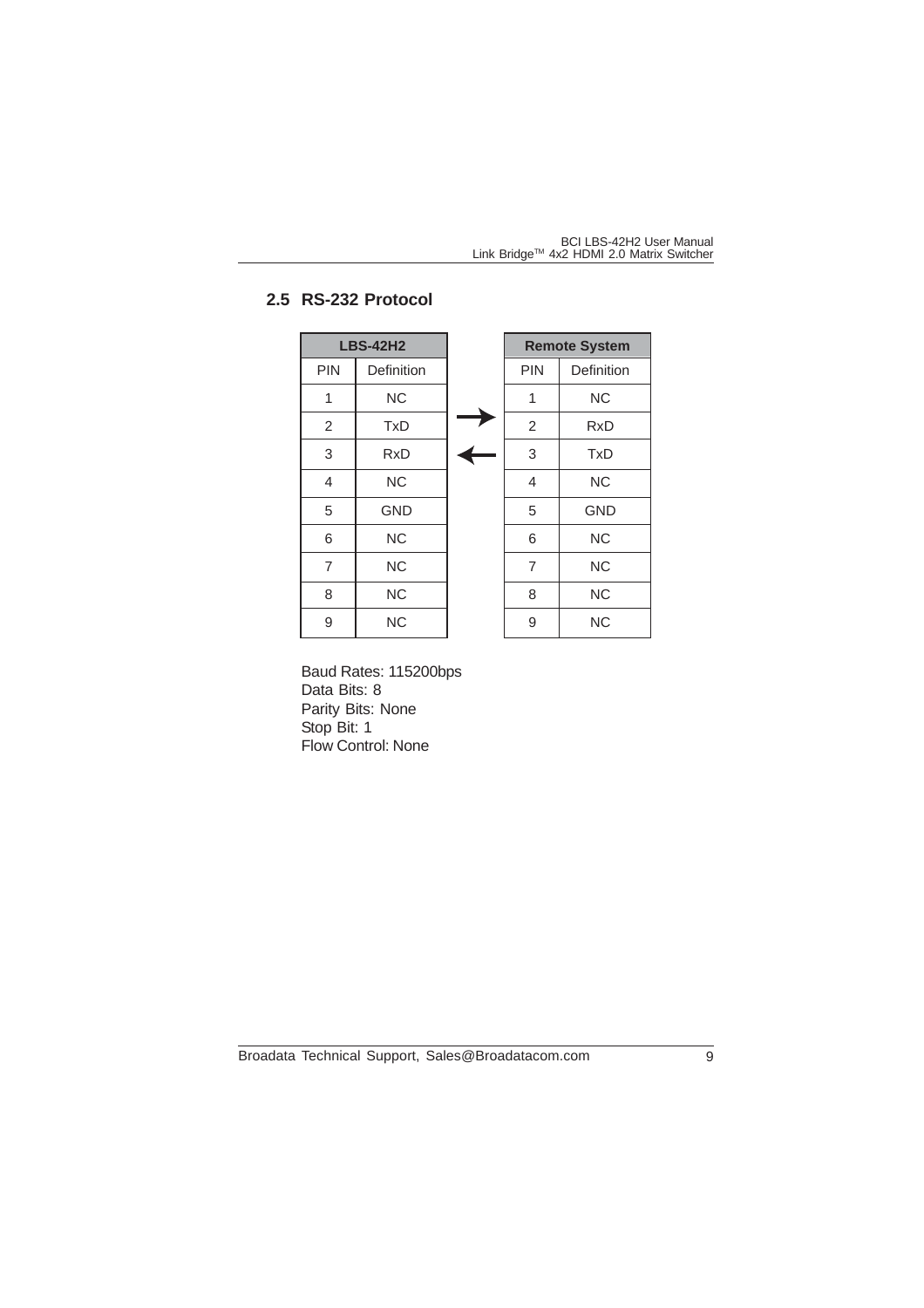## 2.5 RS-232 Protocol

| LBS-42H2 | | | Remote System | |
|---|---|---|---|---|
| PIN | Definition | | PIN | Definition |
| 1 | NC | | 1 | NC |
| 2 | TxD | → | 2 | RxD |
| 3 | RxD | ← | 3 | TxD |
| 4 | NC | | 4 | NC |
| 5 | GND | | 5 | GND |
| 6 | NC | | 6 | NC |
| 7 | NC | | 7 | NC |
| 8 | NC | | 8 | NC |
| 9 | NC | | 9 | NC |

Baud Rates: 115200bps
Data Bits: 8
Parity Bits: None
Stop Bit: 1
Flow Control: None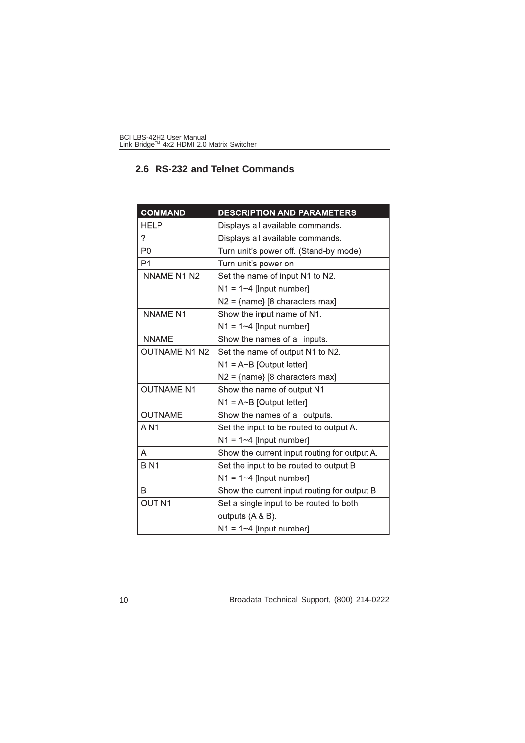## 2.6 RS-232 and Telnet Commands

| COMMAND | DESCRIPTION AND PARAMETERS |
|---|---|
| HELP | Displays all available commands. |
| ? | Displays all available commands. |
| P0 | Turn unit's power off. (Stand-by mode) |
| P1 | Turn unit's power on. |
| INNAME N1 N2 | Set the name of input N1 to N2.<br>N1 = 1~4 [Input number]<br>N2 = {name} [8 characters max] |
| INNAME N1 | Show the input name of N1.<br>N1 = 1~4 [Input number] |
| INNAME | Show the names of all inputs. |
| OUTNAME N1 N2 | Set the name of output N1 to N2.<br>N1 = A~B [Output letter]<br>N2 = {name} [8 characters max] |
| OUTNAME N1 | Show the name of output N1.<br>N1 = A~B [Output letter] |
| OUTNAME | Show the names of all outputs. |
| A N1 | Set the input to be routed to output A.<br>N1 = 1~4 [Input number] |
| A | Show the current input routing for output A. |
| B N1 | Set the input to be routed to output B.<br>N1 = 1~4 [Input number] |
| B | Show the current input routing for output B. |
| OUT N1 | Set a single input to be routed to both outputs (A & B).<br>N1 = 1~4 [Input number] |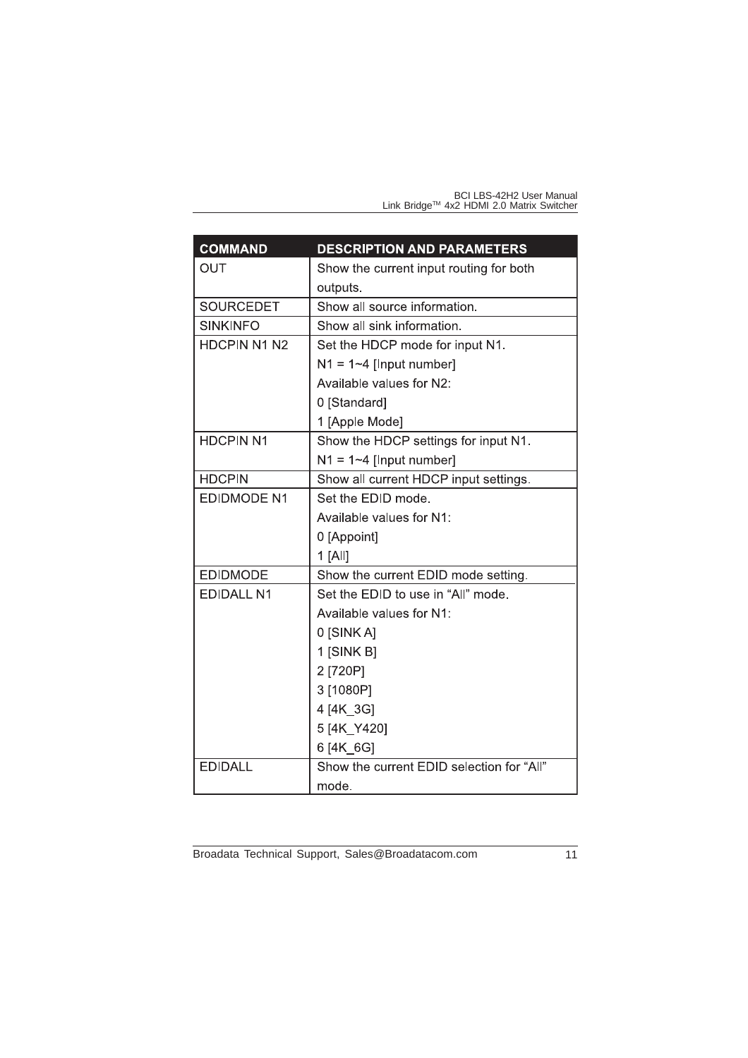| COMMAND | DESCRIPTION AND PARAMETERS |
|---|---|
| OUT | Show the current input routing for both outputs. |
| SOURCEDET | Show all source information. |
| SINKINFO | Show all sink information. |
| HDCPIN N1 N2 | Set the HDCP mode for input N1.<br>N1 = 1~4 [Input number]<br>Available values for N2:<br>0 [Standard]<br>1 [Apple Mode] |
| HDCPIN N1 | Show the HDCP settings for input N1.<br>N1 = 1~4 [Input number] |
| HDCPIN | Show all current HDCP input settings. |
| EDIDMODE N1 | Set the EDID mode.<br>Available values for N1:<br>0 [Appoint]<br>1 [All] |
| EDIDMODE | Show the current EDID mode setting. |
| EDIDALL N1 | Set the EDID to use in "All" mode.<br>Available values for N1:<br>0 [SINK A]<br>1 [SINK B]<br>2 [720P]<br>3 [1080P]<br>4 [4K_3G]<br>5 [4K_Y420]<br>6 [4K_6G] |
| EDIDALL | Show the current EDID selection for "All" mode. |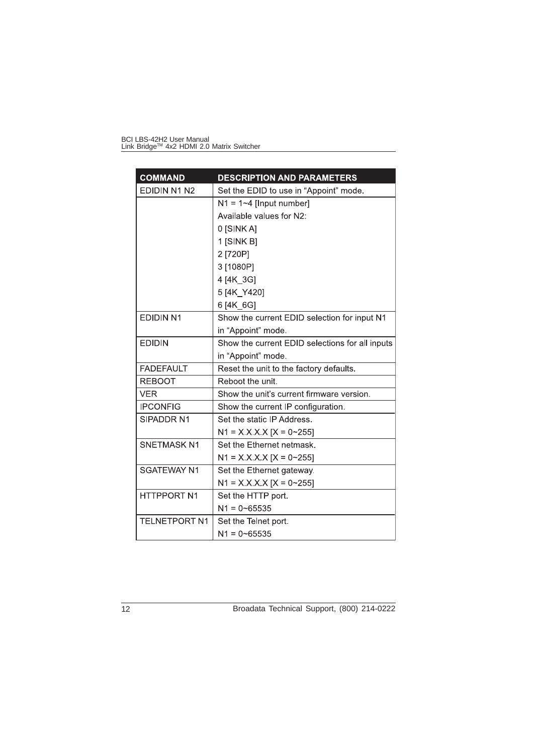| COMMAND | DESCRIPTION AND PARAMETERS |
|---|---|
| EDIDIN N1 N2 | Set the EDID to use in "Appoint" mode. |
| | N1 = 1~4 [Input number] |
| | Available values for N2: |
| | 0 [SINK A] |
| | 1 [SINK B] |
| | 2 [720P] |
| | 3 [1080P] |
| | 4 [4K_3G] |
| | 5 [4K_Y420] |
| | 6 [4K_6G] |
| EDIDIN N1 | Show the current EDID selection for input N1 in "Appoint" mode. |
| EDIDIN | Show the current EDID selections for all inputs in "Appoint" mode. |
| FADEFAULT | Reset the unit to the factory defaults. |
| REBOOT | Reboot the unit. |
| VER | Show the unit's current firmware version. |
| IPCONFIG | Show the current IP configuration. |
| SIPADDR N1 | Set the static IP Address. N1 = X.X.X.X [X = 0~255] |
| SNETMASK N1 | Set the Ethernet netmask. N1 = X.X.X.X [X = 0~255] |
| SGATEWAY N1 | Set the Ethernet gateway. N1 = X.X.X.X [X = 0~255] |
| HTTPPORT N1 | Set the HTTP port. N1 = 0~65535 |
| TELNETPORT N1 | Set the Telnet port. N1 = 0~65535 |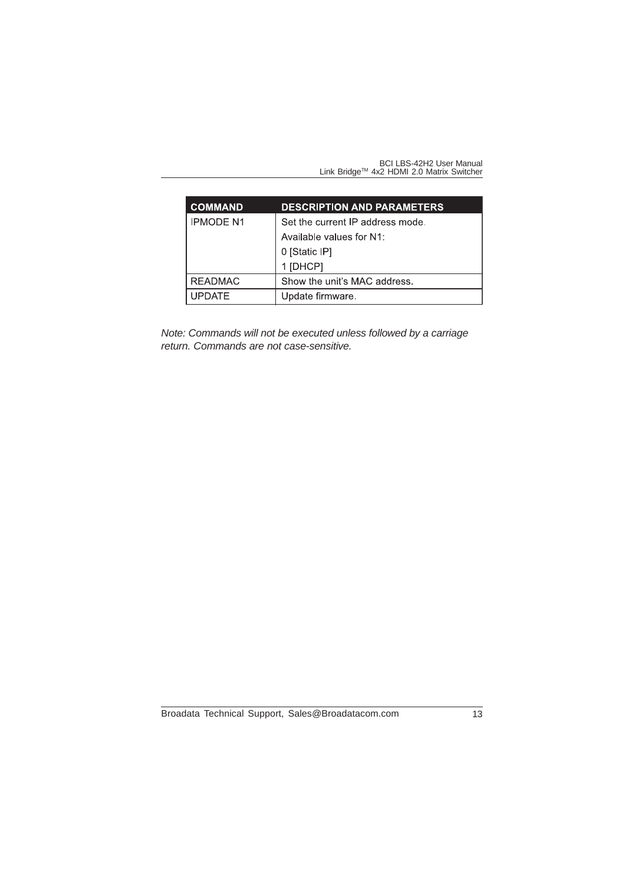| COMMAND | DESCRIPTION AND PARAMETERS |
|---|---|
| IPMODE N1 | Set the current IP address mode. |
| | Available values for N1: |
| | 0 [Static IP] |
| | 1 [DHCP] |
| READMAC | Show the unit's MAC address. |
| UPDATE | Update firmware. |

*Note: Commands will not be executed unless followed by a carriage return. Commands are not case-sensitive.*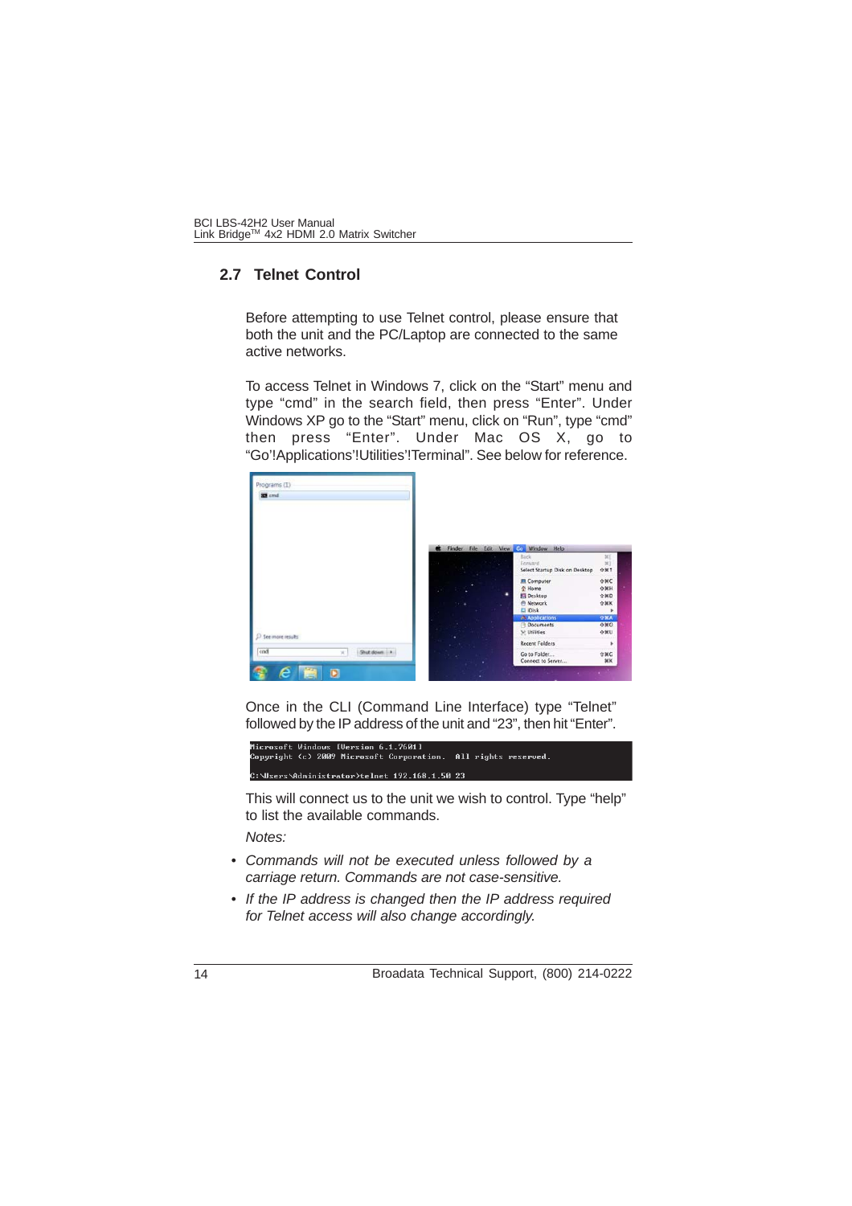## 2.7 Telnet Control

Before attempting to use Telnet control, please ensure that both the unit and the PC/Laptop are connected to the same active networks.

To access Telnet in Windows 7, click on the “Start” menu and type “cmd” in the search field, then press “Enter”. Under Windows XP go to the “Start” menu, click on “Run”, type “cmd” then press “Enter”. Under Mac OS X, go to “Go'!Applications'!Utilities'!Terminal”. See below for reference.

Once in the CLI (Command Line Interface) type “Telnet” followed by the IP address of the unit and “23”, then hit “Enter”.

```
Microsoft Windows [Version 6.1.7601]
Copyright (c) 2009 Microsoft Corporation.  All rights reserved.

C:\Users\Administrator>telnet 192.168.1.50 23
```

This will connect us to the unit we wish to control. Type “help” to list the available commands.

*Notes:*

- *Commands will not be executed unless followed by a carriage return. Commands are not case-sensitive.*
- *If the IP address is changed then the IP address required for Telnet access will also change accordingly.*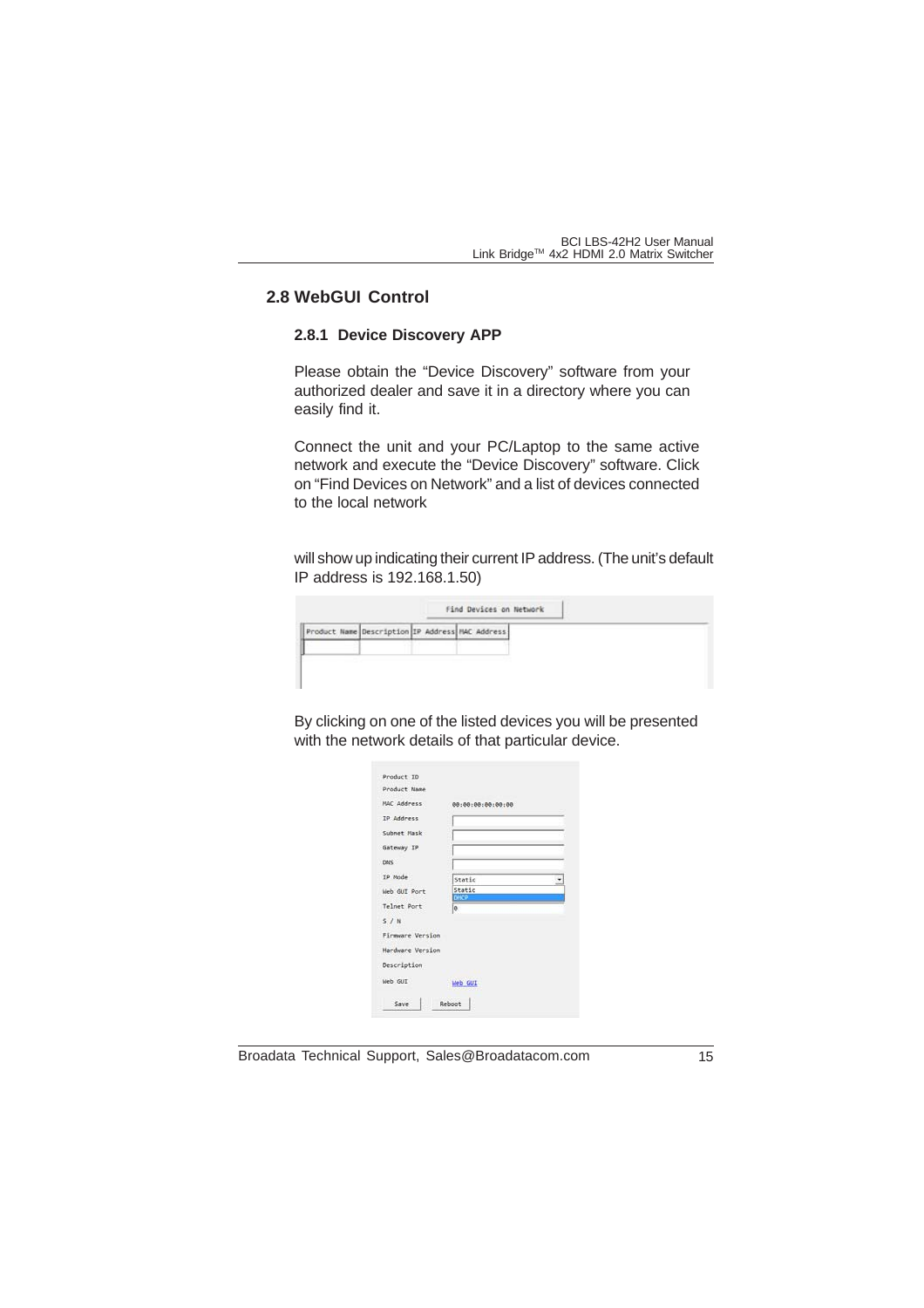## 2.8 WebGUI Control

### 2.8.1 Device Discovery APP

Please obtain the "Device Discovery" software from your authorized dealer and save it in a directory where you can easily find it.

Connect the unit and your PC/Laptop to the same active network and execute the "Device Discovery" software. Click on "Find Devices on Network" and a list of devices connected to the local network

will show up indicating their current IP address. (The unit's default IP address is 192.168.1.50)

By clicking on one of the listed devices you will be presented with the network details of that particular device.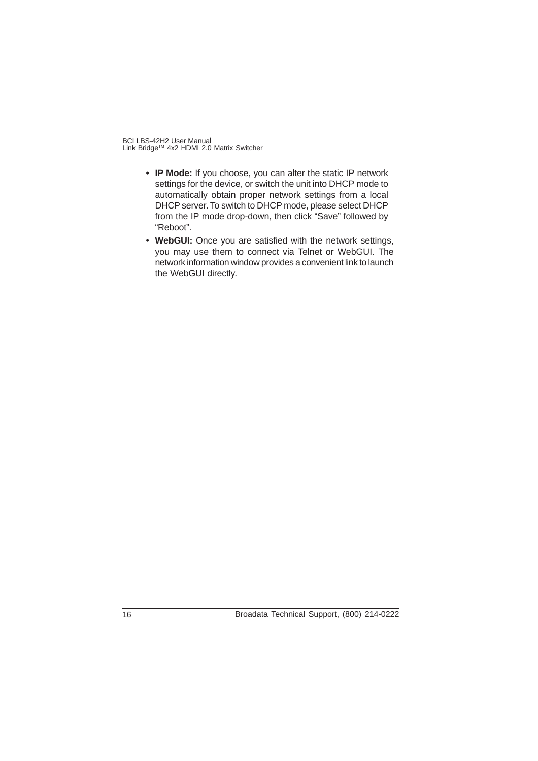- **IP Mode:** If you choose, you can alter the static IP network settings for the device, or switch the unit into DHCP mode to automatically obtain proper network settings from a local DHCP server. To switch to DHCP mode, please select DHCP from the IP mode drop-down, then click “Save” followed by “Reboot”.
- **WebGUI:** Once you are satisfied with the network settings, you may use them to connect via Telnet or WebGUI. The network information window provides a convenient link to launch the WebGUI directly.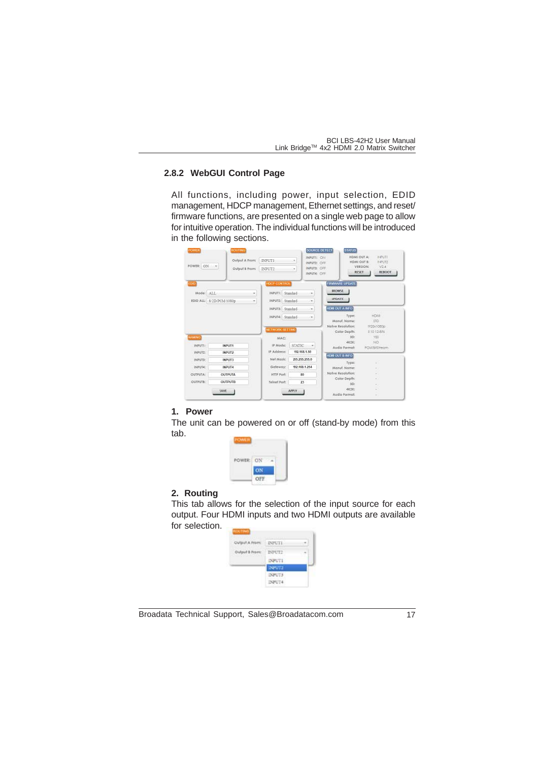### 2.8.2 WebGUI Control Page

All functions, including power, input selection, EDID management, HDCP management, Ethernet settings, and reset/ firmware functions, are presented on a single web page to allow for intuitive operation. The individual functions will be introduced in the following sections.

**1. Power**

The unit can be powered on or off (stand-by mode) from this tab.

**2. Routing**

This tab allows for the selection of the input source for each output. Four HDMI inputs and two HDMI outputs are available for selection.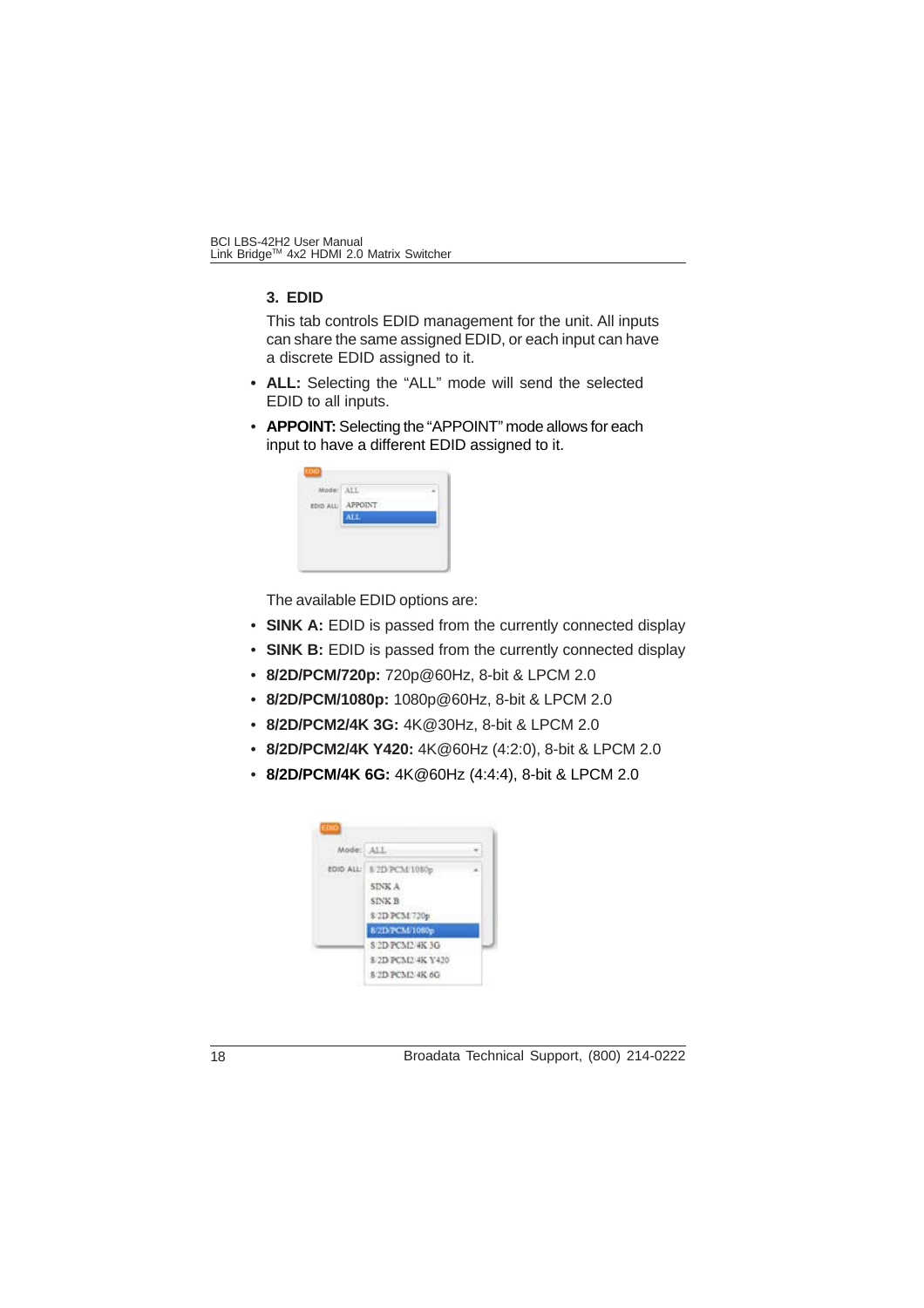### 3. EDID

This tab controls EDID management for the unit. All inputs can share the same assigned EDID, or each input can have a discrete EDID assigned to it.

- **ALL:** Selecting the "ALL" mode will send the selected EDID to all inputs.
- **APPOINT:** Selecting the "APPOINT" mode allows for each input to have a different EDID assigned to it.

The available EDID options are:

- **SINK A:** EDID is passed from the currently connected display
- **SINK B:** EDID is passed from the currently connected display
- **8/2D/PCM/720p:** 720p@60Hz, 8-bit & LPCM 2.0
- **8/2D/PCM/1080p:** 1080p@60Hz, 8-bit & LPCM 2.0
- **8/2D/PCM2/4K 3G:** 4K@30Hz, 8-bit & LPCM 2.0
- **8/2D/PCM2/4K Y420:** 4K@60Hz (4:2:0), 8-bit & LPCM 2.0
- **8/2D/PCM/4K 6G:** 4K@60Hz (4:4:4), 8-bit & LPCM 2.0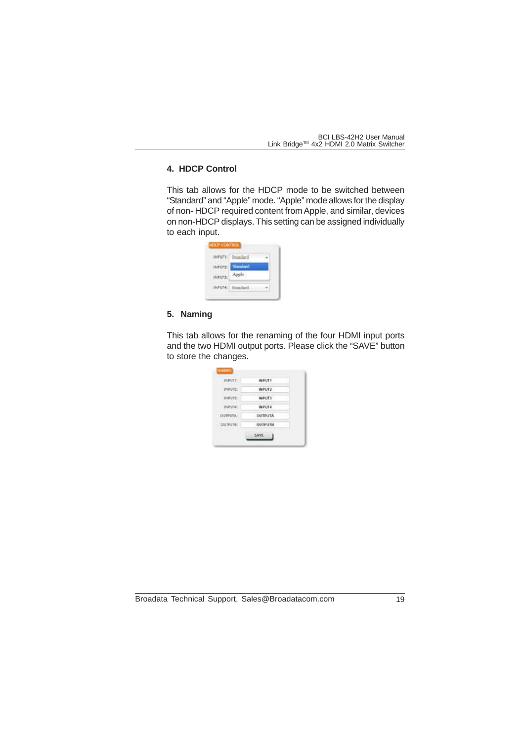## 4. HDCP Control

This tab allows for the HDCP mode to be switched between "Standard" and "Apple" mode. "Apple" mode allows for the display of non- HDCP required content from Apple, and similar, devices on non-HDCP displays. This setting can be assigned individually to each input.

## 5. Naming

This tab allows for the renaming of the four HDMI input ports and the two HDMI output ports. Please click the "SAVE" button to store the changes.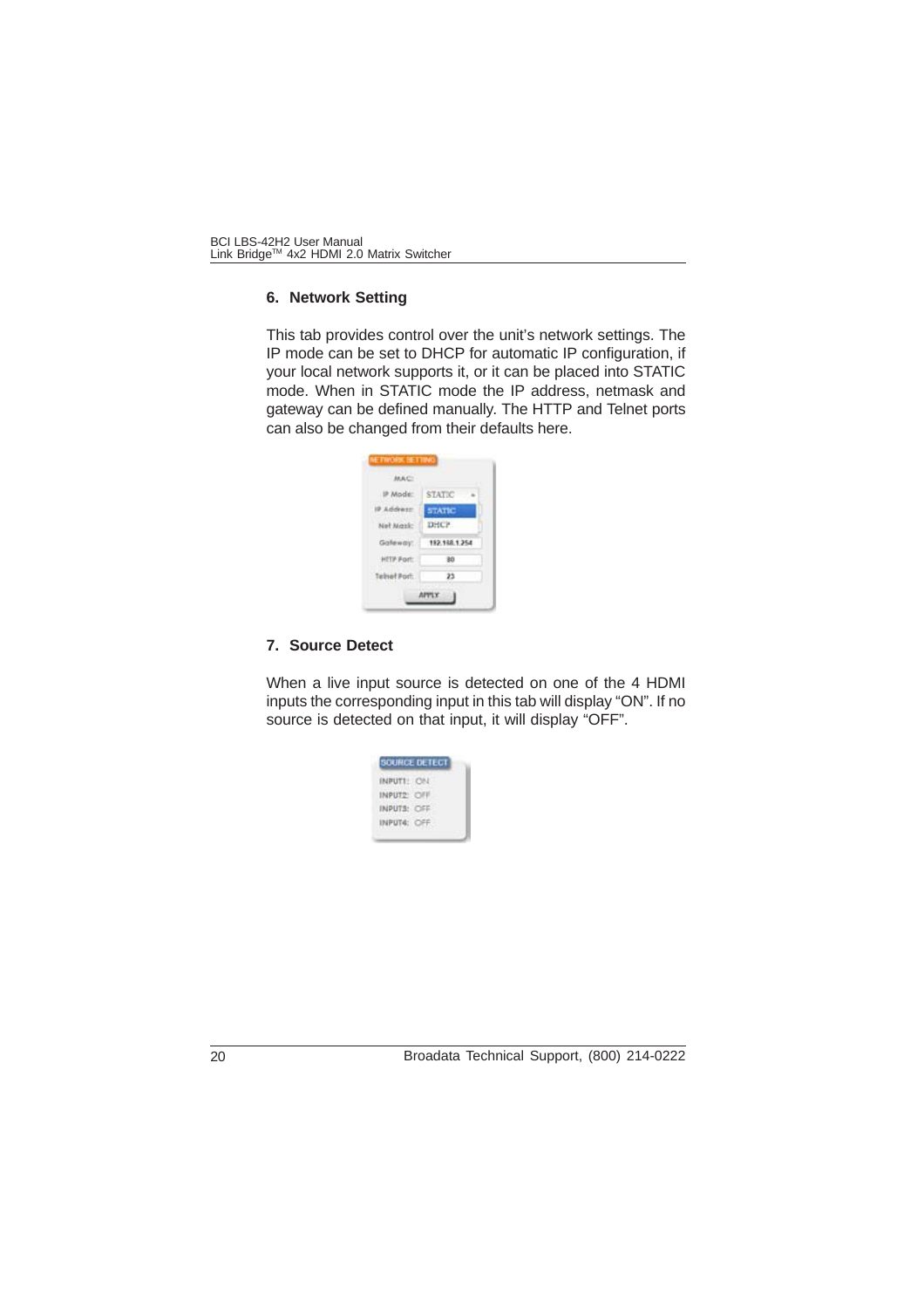### 6. Network Setting

This tab provides control over the unit's network settings. The IP mode can be set to DHCP for automatic IP configuration, if your local network supports it, or it can be placed into STATIC mode. When in STATIC mode the IP address, netmask and gateway can be defined manually. The HTTP and Telnet ports can also be changed from their defaults here.

### 7. Source Detect

When a live input source is detected on one of the 4 HDMI inputs the corresponding input in this tab will display "ON". If no source is detected on that input, it will display "OFF".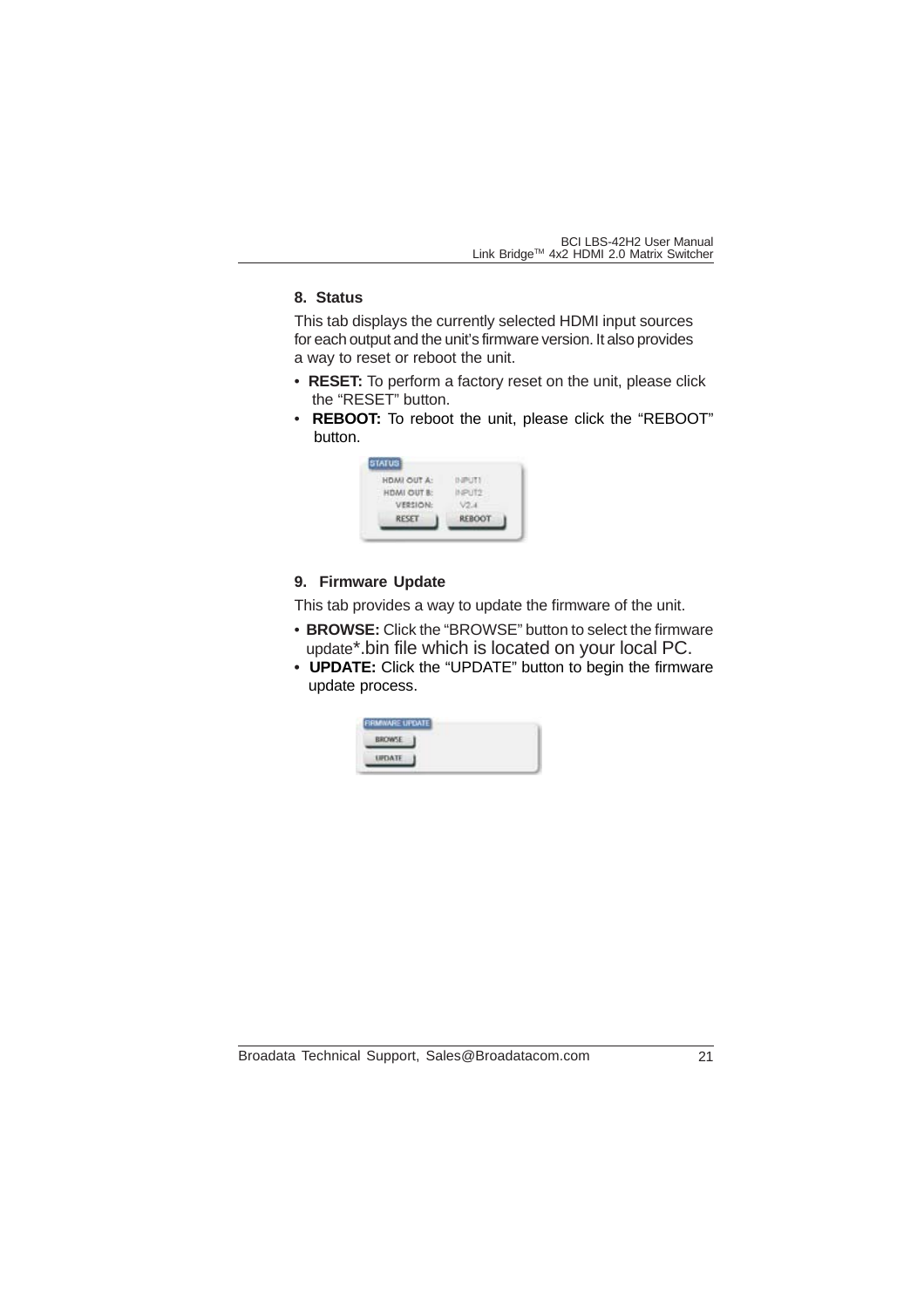### 8. Status

This tab displays the currently selected HDMI input sources for each output and the unit's firmware version. It also provides a way to reset or reboot the unit.

- **RESET:** To perform a factory reset on the unit, please click the "RESET" button.
- **REBOOT:** To reboot the unit, please click the "REBOOT" button.

STATUS

HDMI OUT A: INPUT1
HDMI OUT B: INPUT2
VERSION: V2.4
RESET REBOOT

### 9. Firmware Update

This tab provides a way to update the firmware of the unit.

- **BROWSE:** Click the "BROWSE" button to select the firmware update*.bin file which is located on your local PC.
- **UPDATE:** Click the "UPDATE" button to begin the firmware update process.

FIRMWARE UPDATE

BROWSE
UPDATE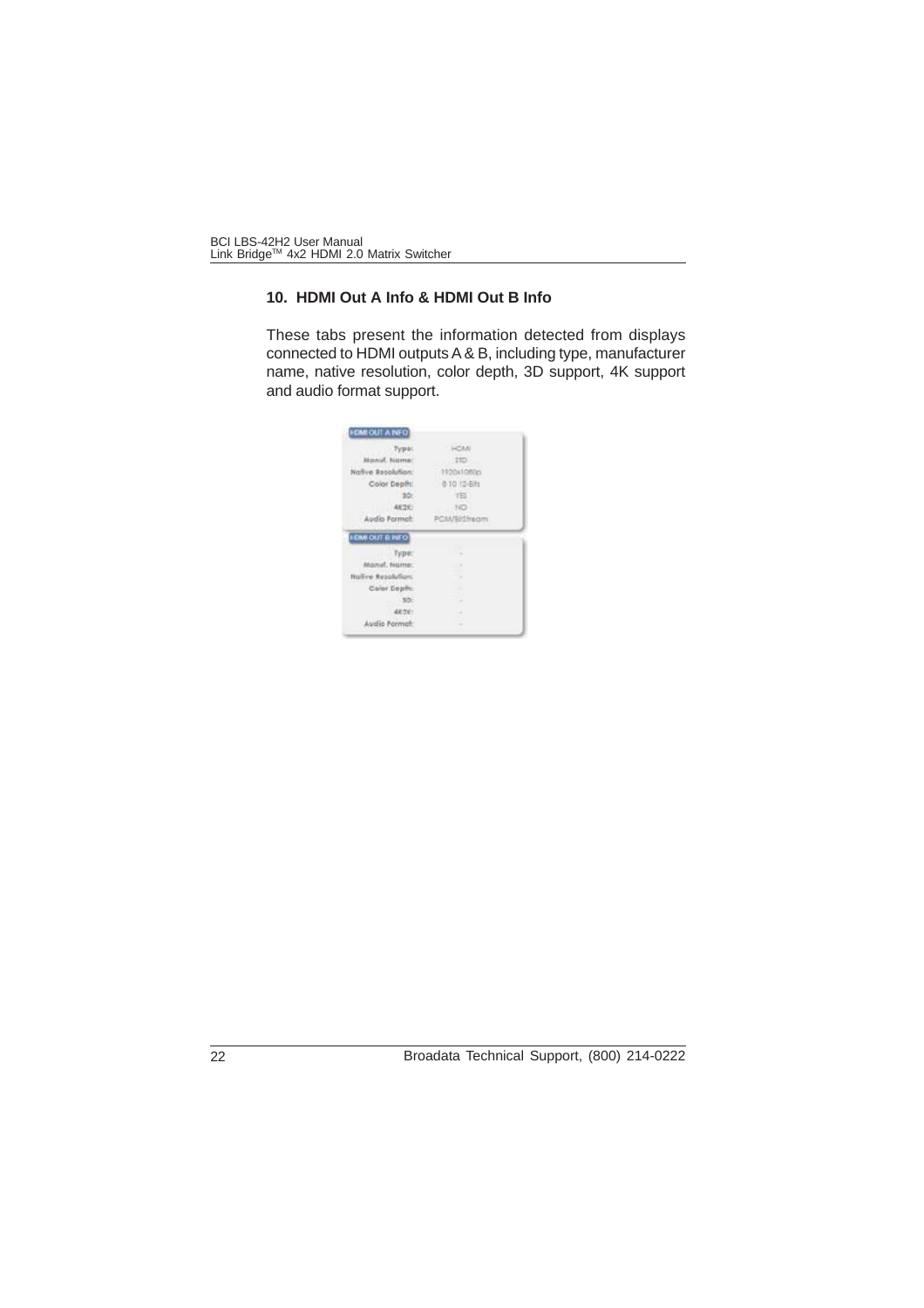## 10. HDMI Out A Info & HDMI Out B Info

These tabs present the information detected from displays connected to HDMI outputs A & B, including type, manufacturer name, native resolution, color depth, 3D support, 4K support and audio format support.

**HDMI OUT A INFO**

| | |
|---|---|
| Type: | HDMI |
| Manuf. Name: | STD |
| Native Resolution: | 1920x1080p |
| Color Depth: | 8 10 12-Bits |
| 3D: | YES |
| 4K2K: | NO |
| Audio Format: | PCM/BitStream |

**HDMI OUT B INFO**

| | |
|---|---|
| Type: | - |
| Manuf. Name: | - |
| Native Resolution: | - |
| Color Depth: | - |
| 3D: | - |
| 4K2K: | - |
| Audio Format: | - |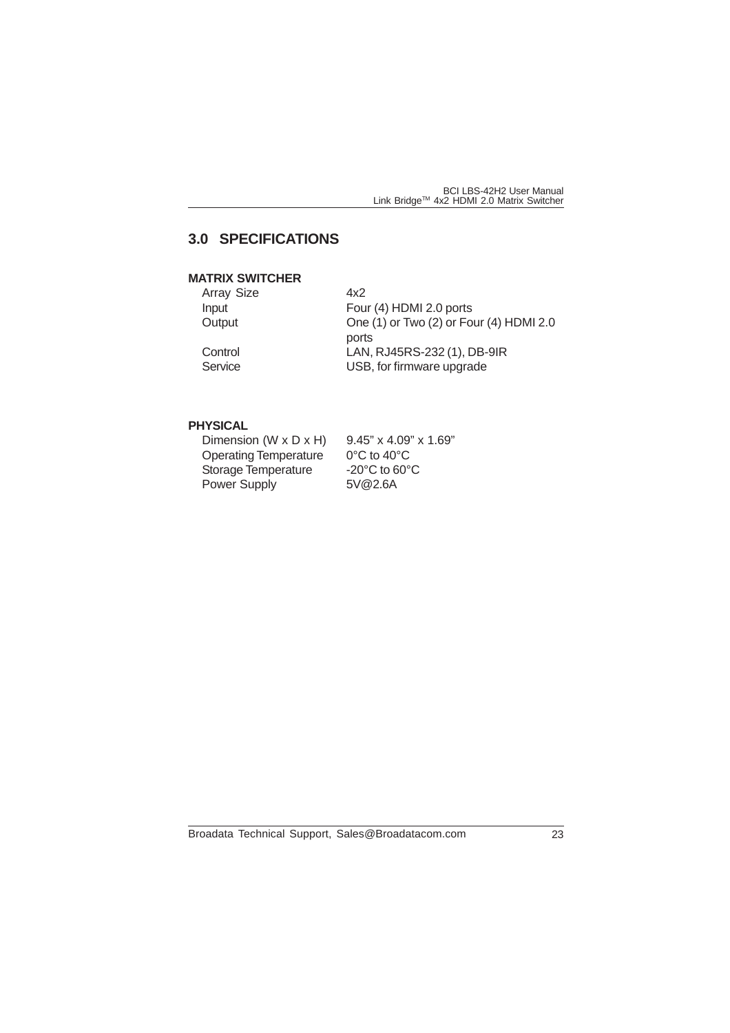## 3.0 SPECIFICATIONS

### MATRIX SWITCHER

| | |
|---|---|
| Array Size | 4x2 |
| Input | Four (4) HDMI 2.0 ports |
| Output | One (1) or Two (2) or Four (4) HDMI 2.0 ports |
| Control | LAN, RJ45RS-232 (1), DB-9IR |
| Service | USB, for firmware upgrade |

### PHYSICAL

| | |
|---|---|
| Dimension (W x D x H) | 9.45" x 4.09" x 1.69" |
| Operating Temperature | 0°C to 40°C |
| Storage Temperature | -20°C to 60°C |
| Power Supply | 5V@2.6A |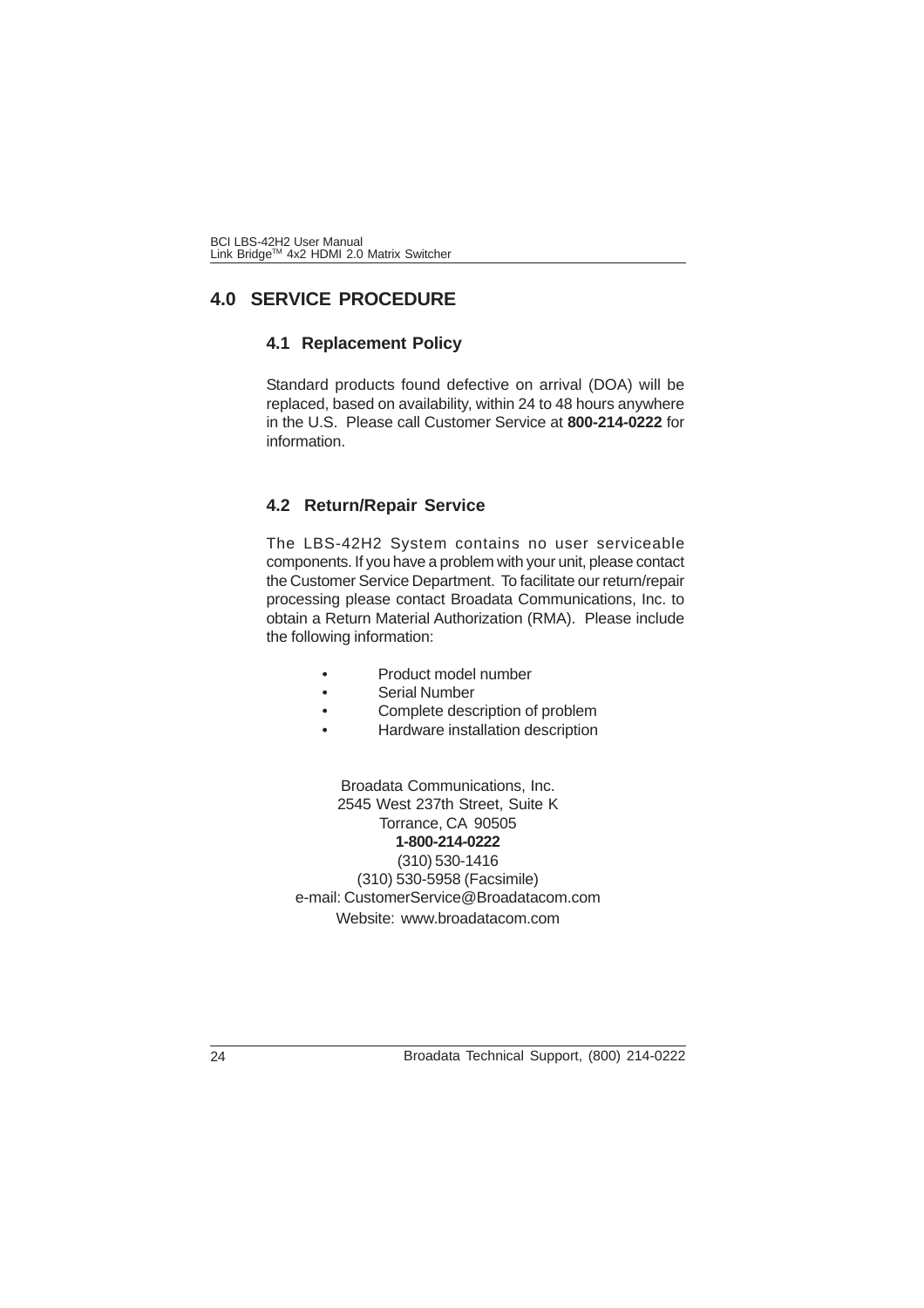# 4.0 SERVICE PROCEDURE

## 4.1 Replacement Policy

Standard products found defective on arrival (DOA) will be replaced, based on availability, within 24 to 48 hours anywhere in the U.S. Please call Customer Service at **800-214-0222** for information.

## 4.2 Return/Repair Service

The LBS-42H2 System contains no user serviceable components. If you have a problem with your unit, please contact the Customer Service Department. To facilitate our return/repair processing please contact Broadata Communications, Inc. to obtain a Return Material Authorization (RMA). Please include the following information:

- Product model number
- Serial Number
- Complete description of problem
- Hardware installation description

Broadata Communications, Inc.
2545 West 237th Street, Suite K
Torrance, CA 90505
**1-800-214-0222**
(310) 530-1416
(310) 530-5958 (Facsimile)
e-mail: CustomerService@Broadatacom.com
Website: www.broadatacom.com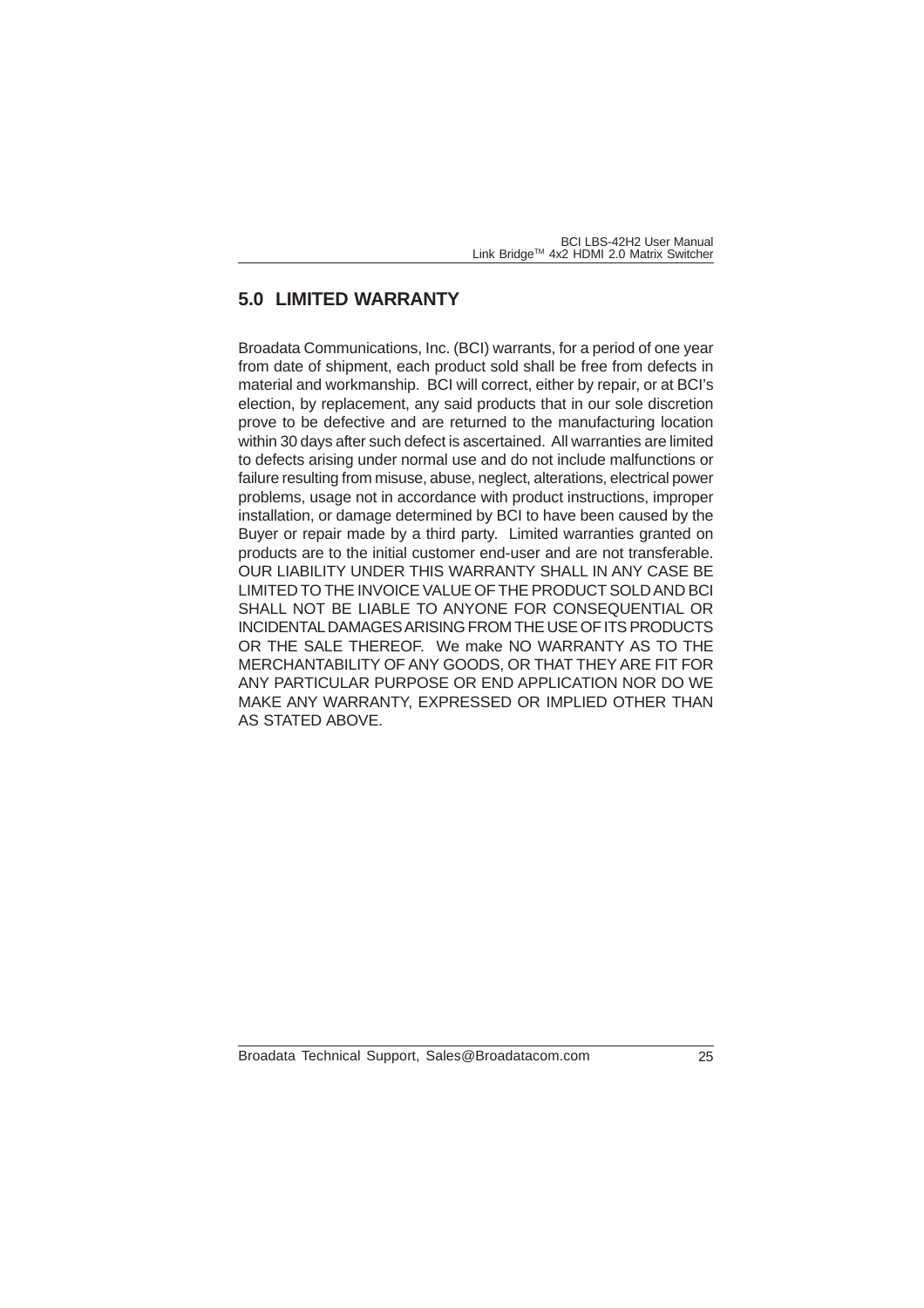## 5.0 LIMITED WARRANTY

Broadata Communications, Inc. (BCI) warrants, for a period of one year from date of shipment, each product sold shall be free from defects in material and workmanship. BCI will correct, either by repair, or at BCI's election, by replacement, any said products that in our sole discretion prove to be defective and are returned to the manufacturing location within 30 days after such defect is ascertained. All warranties are limited to defects arising under normal use and do not include malfunctions or failure resulting from misuse, abuse, neglect, alterations, electrical power problems, usage not in accordance with product instructions, improper installation, or damage determined by BCI to have been caused by the Buyer or repair made by a third party. Limited warranties granted on products are to the initial customer end-user and are not transferable. OUR LIABILITY UNDER THIS WARRANTY SHALL IN ANY CASE BE LIMITED TO THE INVOICE VALUE OF THE PRODUCT SOLD AND BCI SHALL NOT BE LIABLE TO ANYONE FOR CONSEQUENTIAL OR INCIDENTAL DAMAGES ARISING FROM THE USE OF ITS PRODUCTS OR THE SALE THEREOF. We make NO WARRANTY AS TO THE MERCHANTABILITY OF ANY GOODS, OR THAT THEY ARE FIT FOR ANY PARTICULAR PURPOSE OR END APPLICATION NOR DO WE MAKE ANY WARRANTY, EXPRESSED OR IMPLIED OTHER THAN AS STATED ABOVE.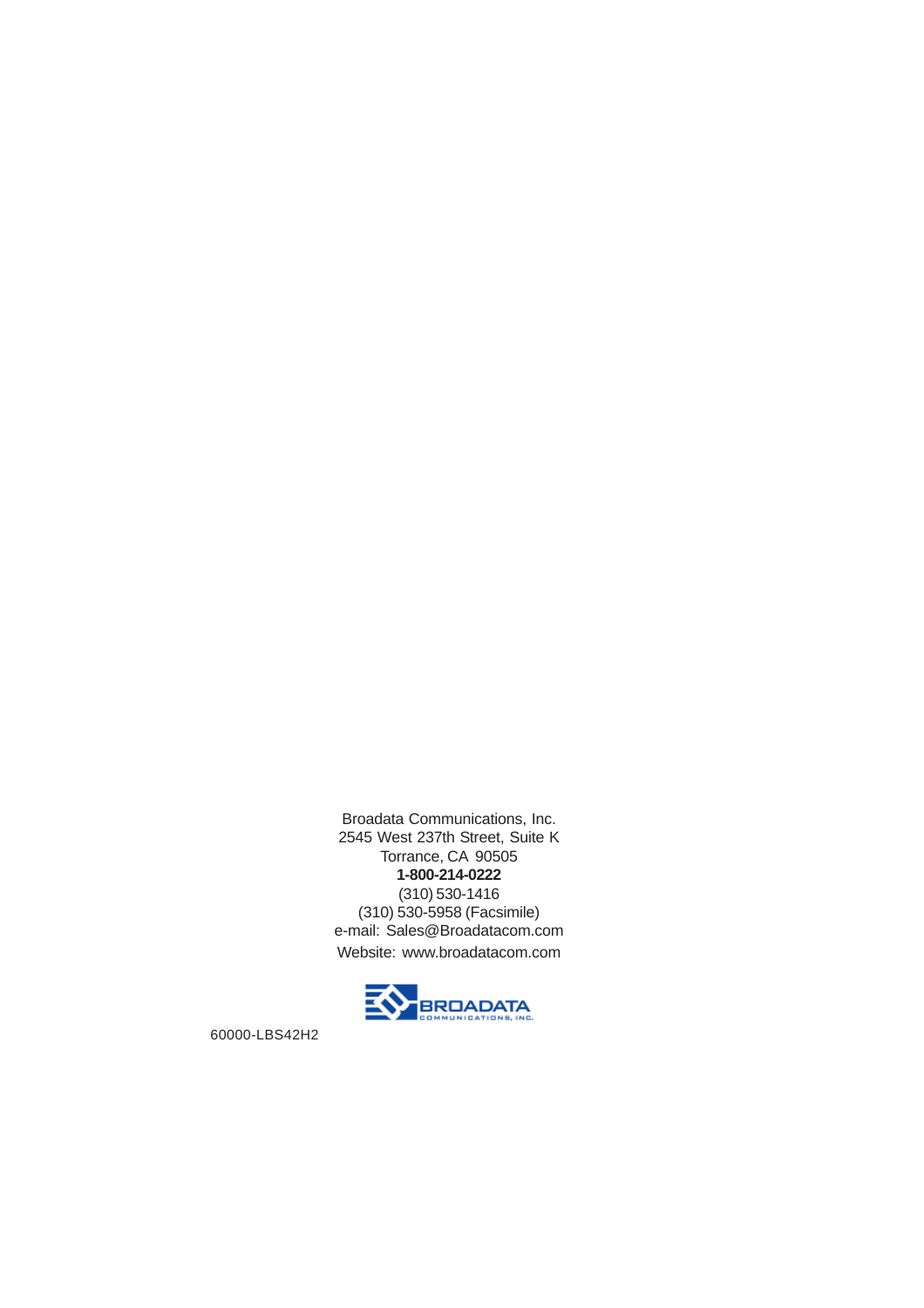Broadata Communications, Inc.
2545 West 237th Street, Suite K
Torrance, CA 90505
**1-800-214-0222**
(310) 530-1416
(310) 530-5958 (Facsimile)
e-mail: Sales@Broadatacom.com
Website: www.broadatacom.com

BROADATA
COMMUNICATIONS, INC.

60000-LBS42H2